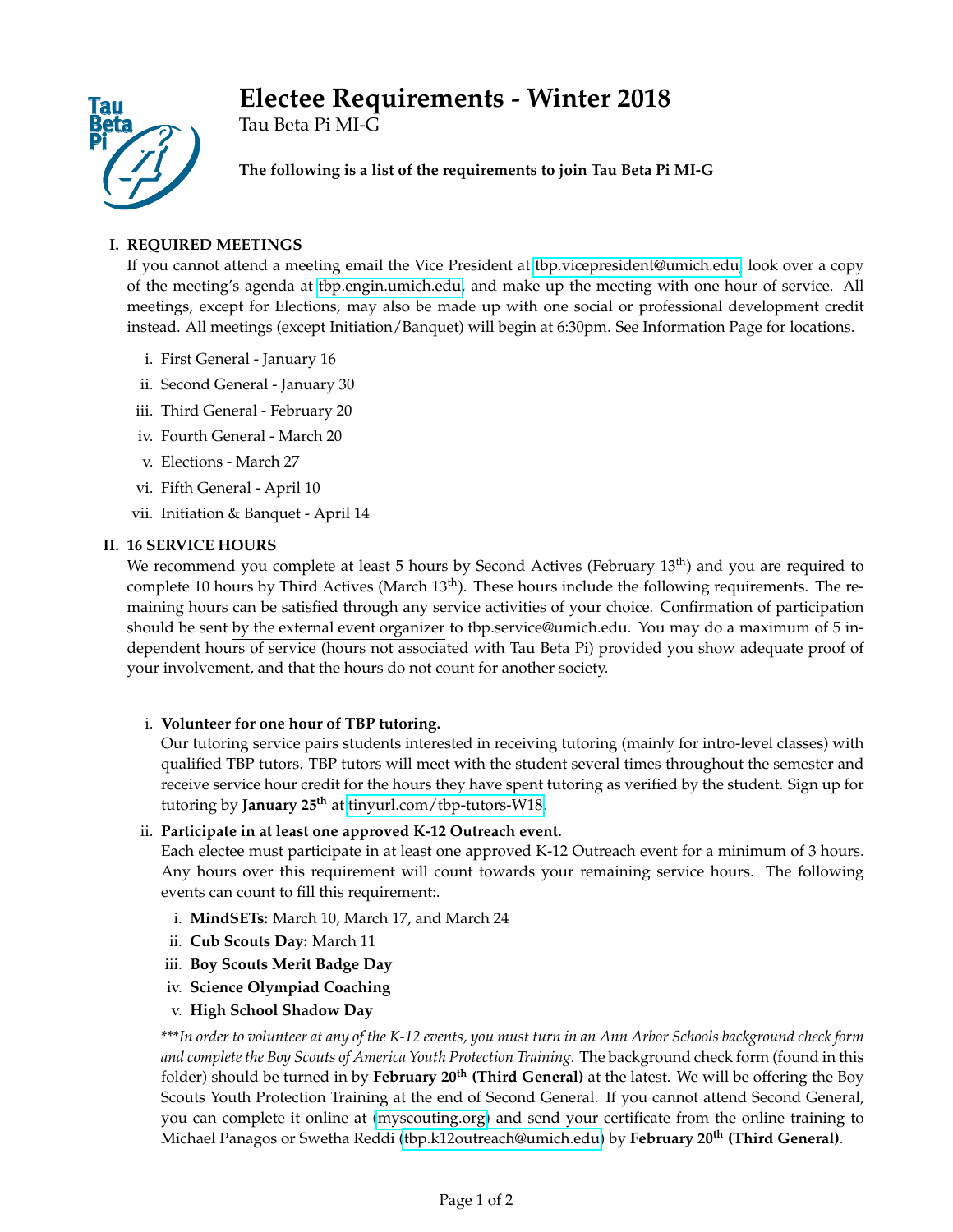# Electee Requirements - Winter 2018

Tau Beta Pi MI-G

**The following is a list of the requirements to join Tau Beta Pi MI-G**

## I. REQUIRED MEETINGS

If you cannot attend a meeting email the Vice President at tbp.vicepresident@umich.edu, look over a copy of the meeting's agenda at tbp.engin.umich.edu, and make up the meeting with one hour of service. All meetings, except for Elections, may also be made up with one social or professional development credit instead. All meetings (except Initiation/Banquet) will begin at 6:30pm. See Information Page for locations.

i. First General - January 16
ii. Second General - January 30
iii. Third General - February 20
iv. Fourth General - March 20
v. Elections - March 27
vi. Fifth General - April 10
vii. Initiation & Banquet - April 14

## II. 16 SERVICE HOURS

We recommend you complete at least 5 hours by Second Actives (February 13th) and you are required to complete 10 hours by Third Actives (March 13th). These hours include the following requirements. The remaining hours can be satisfied through any service activities of your choice. Confirmation of participation should be sent by the external event organizer to tbp.service@umich.edu. You may do a maximum of 5 independent hours of service (hours not associated with Tau Beta Pi) provided you show adequate proof of your involvement, and that the hours do not count for another society.

i. **Volunteer for one hour of TBP tutoring.**
Our tutoring service pairs students interested in receiving tutoring (mainly for intro-level classes) with qualified TBP tutors. TBP tutors will meet with the student several times throughout the semester and receive service hour credit for the hours they have spent tutoring as verified by the student. Sign up for tutoring by **January 25th** at tinyurl.com/tbp-tutors-W18.

ii. **Participate in at least one approved K-12 Outreach event.**
Each electee must participate in at least one approved K-12 Outreach event for a minimum of 3 hours. Any hours over this requirement will count towards your remaining service hours. The following events can count to fill this requirement:.

   i. **MindSETs:** March 10, March 17, and March 24
   ii. **Cub Scouts Day:** March 11
   iii. **Boy Scouts Merit Badge Day**
   iv. **Science Olympiad Coaching**
   v. **High School Shadow Day**

\*\*\**In order to volunteer at any of the K-12 events, you must turn in an Ann Arbor Schools background check form and complete the Boy Scouts of America Youth Protection Training.* The background check form (found in this folder) should be turned in by **February 20th (Third General)** at the latest. We will be offering the Boy Scouts Youth Protection Training at the end of Second General. If you cannot attend Second General, you can complete it online at (myscouting.org) and send your certificate from the online training to Michael Panagos or Swetha Reddi (tbp.k12outreach@umich.edu) by **February 20th (Third General)**.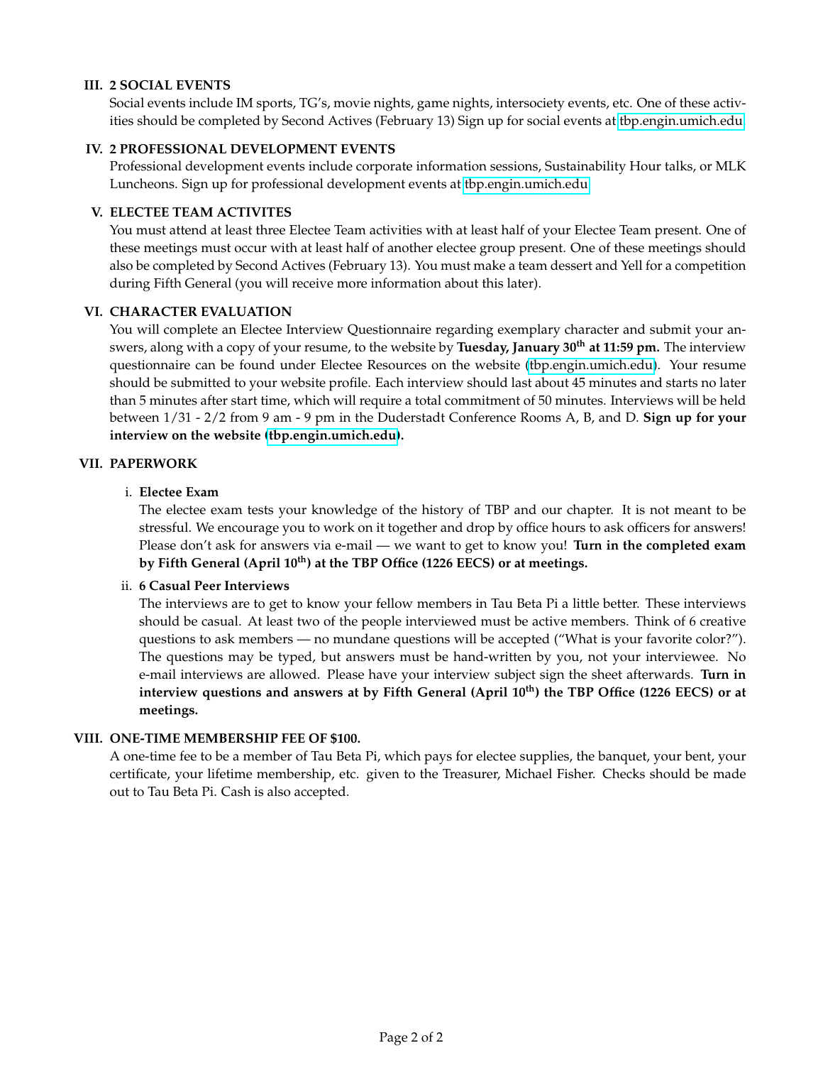**III. 2 SOCIAL EVENTS**

Social events include IM sports, TG's, movie nights, game nights, intersociety events, etc. One of these activities should be completed by Second Actives (February 13) Sign up for social events at tbp.engin.umich.edu.

**IV. 2 PROFESSIONAL DEVELOPMENT EVENTS**

Professional development events include corporate information sessions, Sustainability Hour talks, or MLK Luncheons. Sign up for professional development events at tbp.engin.umich.edu.

**V. ELECTEE TEAM ACTIVITES**

You must attend at least three Electee Team activities with at least half of your Electee Team present. One of these meetings must occur with at least half of another electee group present. One of these meetings should also be completed by Second Actives (February 13). You must make a team dessert and Yell for a competition during Fifth General (you will receive more information about this later).

**VI. CHARACTER EVALUATION**

You will complete an Electee Interview Questionnaire regarding exemplary character and submit your answers, along with a copy of your resume, to the website by **Tuesday, January 30th at 11:59 pm.** The interview questionnaire can be found under Electee Resources on the website (tbp.engin.umich.edu). Your resume should be submitted to your website profile. Each interview should last about 45 minutes and starts no later than 5 minutes after start time, which will require a total commitment of 50 minutes. Interviews will be held between 1/31 - 2/2 from 9 am - 9 pm in the Duderstadt Conference Rooms A, B, and D. **Sign up for your interview on the website (tbp.engin.umich.edu).**

**VII. PAPERWORK**

i. **Electee Exam**

The electee exam tests your knowledge of the history of TBP and our chapter. It is not meant to be stressful. We encourage you to work on it together and drop by office hours to ask officers for answers! Please don't ask for answers via e-mail — we want to get to know you! **Turn in the completed exam by Fifth General (April 10th) at the TBP Office (1226 EECS) or at meetings.**

ii. **6 Casual Peer Interviews**

The interviews are to get to know your fellow members in Tau Beta Pi a little better. These interviews should be casual. At least two of the people interviewed must be active members. Think of 6 creative questions to ask members — no mundane questions will be accepted ("What is your favorite color?"). The questions may be typed, but answers must be hand-written by you, not your interviewee. No e-mail interviews are allowed. Please have your interview subject sign the sheet afterwards. **Turn in interview questions and answers at by Fifth General (April 10th) the TBP Office (1226 EECS) or at meetings.**

**VIII. ONE-TIME MEMBERSHIP FEE OF $100.**

A one-time fee to be a member of Tau Beta Pi, which pays for electee supplies, the banquet, your bent, your certificate, your lifetime membership, etc. given to the Treasurer, Michael Fisher. Checks should be made out to Tau Beta Pi. Cash is also accepted.